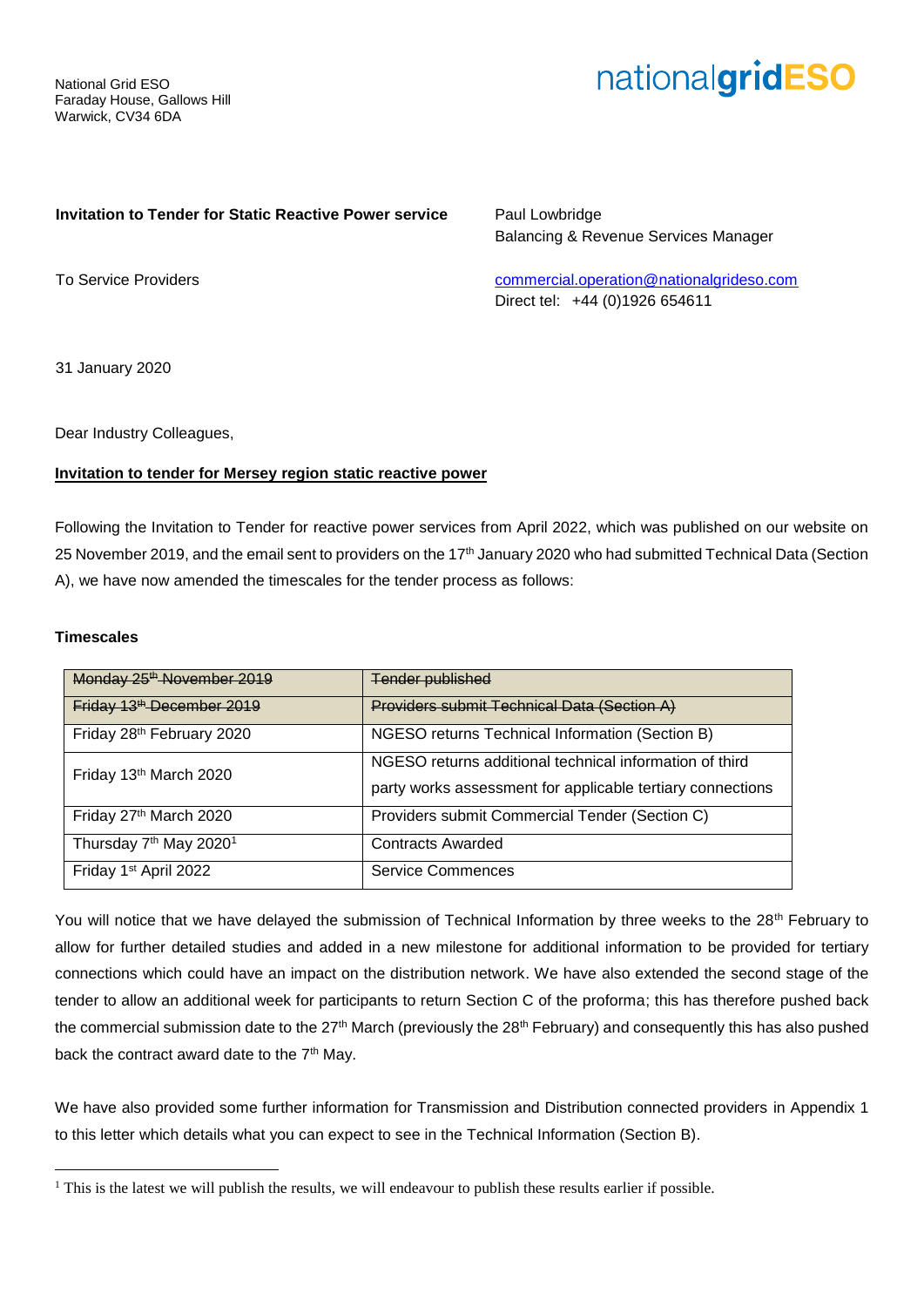National Grid ESO
Faraday House, Gallows Hill
Warwick, CV34 6DA

nationalgridESO

**Invitation to Tender for Static Reactive Power service**

To Service Providers

Paul Lowbridge
Balancing & Revenue Services Manager

commercial.operation@nationalgrideso.com
Direct tel: +44 (0)1926 654611

31 January 2020

Dear Industry Colleagues,

**Invitation to tender for Mersey region static reactive power**

Following the Invitation to Tender for reactive power services from April 2022, which was published on our website on 25 November 2019, and the email sent to providers on the 17th January 2020 who had submitted Technical Data (Section A), we have now amended the timescales for the tender process as follows:

**Timescales**

| | |
|---|---|
| ~~Monday 25th November 2019~~ | ~~Tender published~~ |
| ~~Friday 13th December 2019~~ | ~~Providers submit Technical Data (Section A)~~ |
| Friday 28th February 2020 | NGESO returns Technical Information (Section B) |
| Friday 13th March 2020 | NGESO returns additional technical information of third party works assessment for applicable tertiary connections |
| Friday 27th March 2020 | Providers submit Commercial Tender (Section C) |
| Thursday 7th May 2020[1] | Contracts Awarded |
| Friday 1st April 2022 | Service Commences |

You will notice that we have delayed the submission of Technical Information by three weeks to the 28th February to allow for further detailed studies and added in a new milestone for additional information to be provided for tertiary connections which could have an impact on the distribution network. We have also extended the second stage of the tender to allow an additional week for participants to return Section C of the proforma; this has therefore pushed back the commercial submission date to the 27th March (previously the 28th February) and consequently this has also pushed back the contract award date to the 7th May.

We have also provided some further information for Transmission and Distribution connected providers in Appendix 1 to this letter which details what you can expect to see in the Technical Information (Section B).

[1] This is the latest we will publish the results, we will endeavour to publish these results earlier if possible.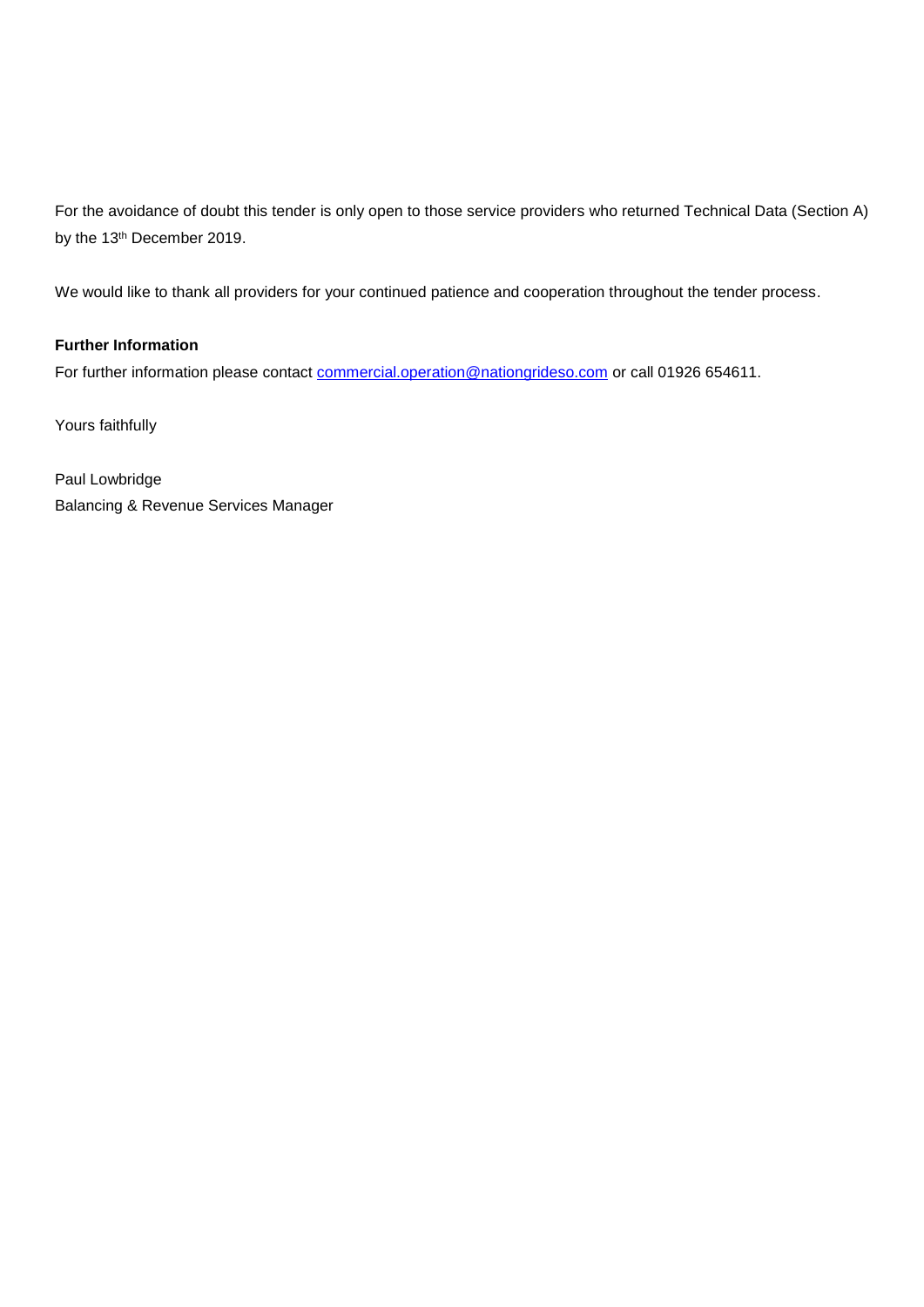For the avoidance of doubt this tender is only open to those service providers who returned Technical Data (Section A) by the 13th December 2019.

We would like to thank all providers for your continued patience and cooperation throughout the tender process.

**Further Information**

For further information please contact commercial.operation@nationgrideso.com or call 01926 654611.

Yours faithfully

Paul Lowbridge
Balancing & Revenue Services Manager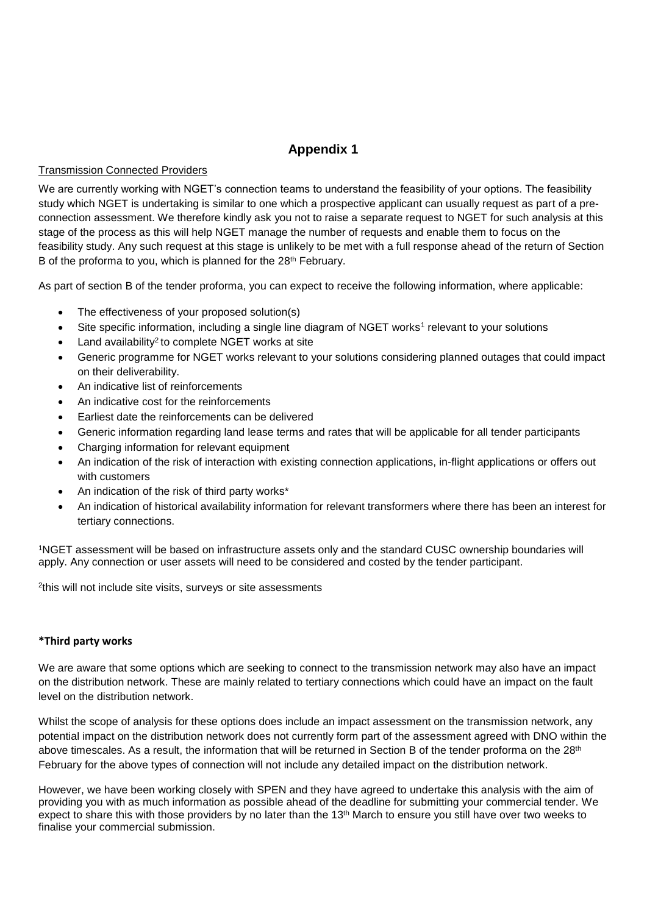# Appendix 1

Transmission Connected Providers

We are currently working with NGET's connection teams to understand the feasibility of your options. The feasibility study which NGET is undertaking is similar to one which a prospective applicant can usually request as part of a pre-connection assessment. We therefore kindly ask you not to raise a separate request to NGET for such analysis at this stage of the process as this will help NGET manage the number of requests and enable them to focus on the feasibility study. Any such request at this stage is unlikely to be met with a full response ahead of the return of Section B of the proforma to you, which is planned for the 28th February.

As part of section B of the tender proforma, you can expect to receive the following information, where applicable:

- The effectiveness of your proposed solution(s)
- Site specific information, including a single line diagram of NGET works[1] relevant to your solutions
- Land availability[2] to complete NGET works at site
- Generic programme for NGET works relevant to your solutions considering planned outages that could impact on their deliverability.
- An indicative list of reinforcements
- An indicative cost for the reinforcements
- Earliest date the reinforcements can be delivered
- Generic information regarding land lease terms and rates that will be applicable for all tender participants
- Charging information for relevant equipment
- An indication of the risk of interaction with existing connection applications, in-flight applications or offers out with customers
- An indication of the risk of third party works*
- An indication of historical availability information for relevant transformers where there has been an interest for tertiary connections.

[1]NGET assessment will be based on infrastructure assets only and the standard CUSC ownership boundaries will apply. Any connection or user assets will need to be considered and costed by the tender participant.

[2]this will not include site visits, surveys or site assessments

**\*Third party works**

We are aware that some options which are seeking to connect to the transmission network may also have an impact on the distribution network. These are mainly related to tertiary connections which could have an impact on the fault level on the distribution network.

Whilst the scope of analysis for these options does include an impact assessment on the transmission network, any potential impact on the distribution network does not currently form part of the assessment agreed with DNO within the above timescales. As a result, the information that will be returned in Section B of the tender proforma on the 28th February for the above types of connection will not include any detailed impact on the distribution network.

However, we have been working closely with SPEN and they have agreed to undertake this analysis with the aim of providing you with as much information as possible ahead of the deadline for submitting your commercial tender. We expect to share this with those providers by no later than the 13th March to ensure you still have over two weeks to finalise your commercial submission.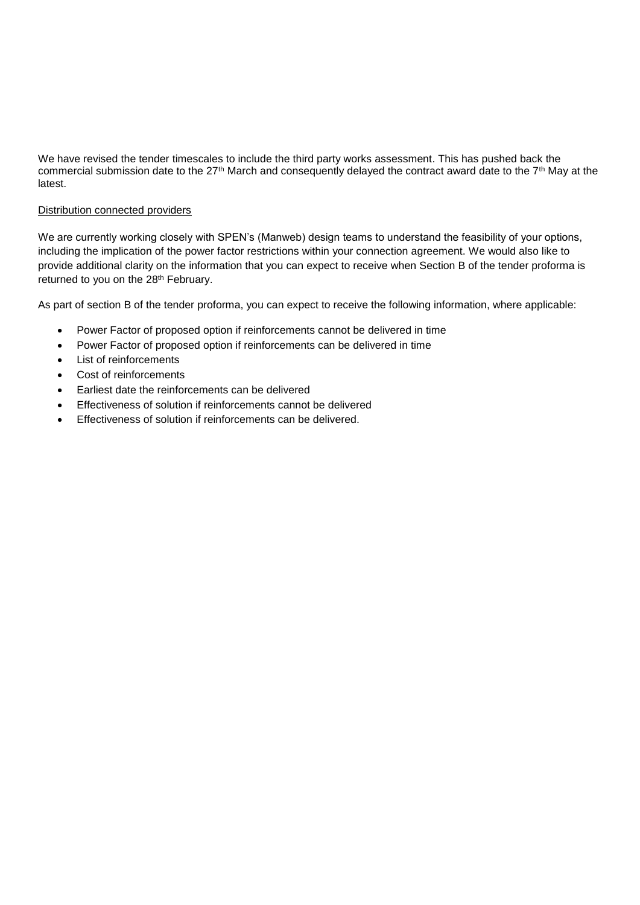We have revised the tender timescales to include the third party works assessment. This has pushed back the commercial submission date to the 27th March and consequently delayed the contract award date to the 7th May at the latest.

Distribution connected providers

We are currently working closely with SPEN's (Manweb) design teams to understand the feasibility of your options, including the implication of the power factor restrictions within your connection agreement. We would also like to provide additional clarity on the information that you can expect to receive when Section B of the tender proforma is returned to you on the 28th February.

As part of section B of the tender proforma, you can expect to receive the following information, where applicable:

- Power Factor of proposed option if reinforcements cannot be delivered in time
- Power Factor of proposed option if reinforcements can be delivered in time
- List of reinforcements
- Cost of reinforcements
- Earliest date the reinforcements can be delivered
- Effectiveness of solution if reinforcements cannot be delivered
- Effectiveness of solution if reinforcements can be delivered.